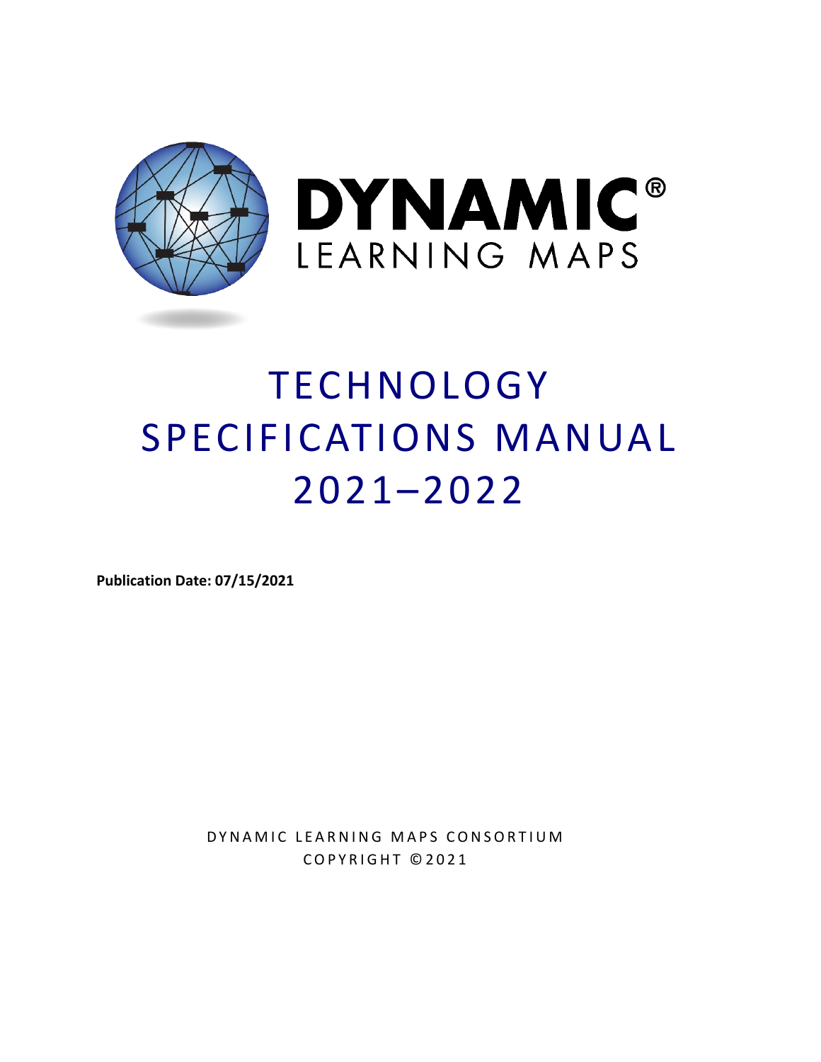DYNAMIC® LEARNING MAPS

# TECHNOLOGY SPECIFICATIONS MANUAL 2021–2022

**Publication Date: 07/15/2021**

DYNAMIC LEARNING MAPS CONSORTIUM
COPYRIGHT ©2021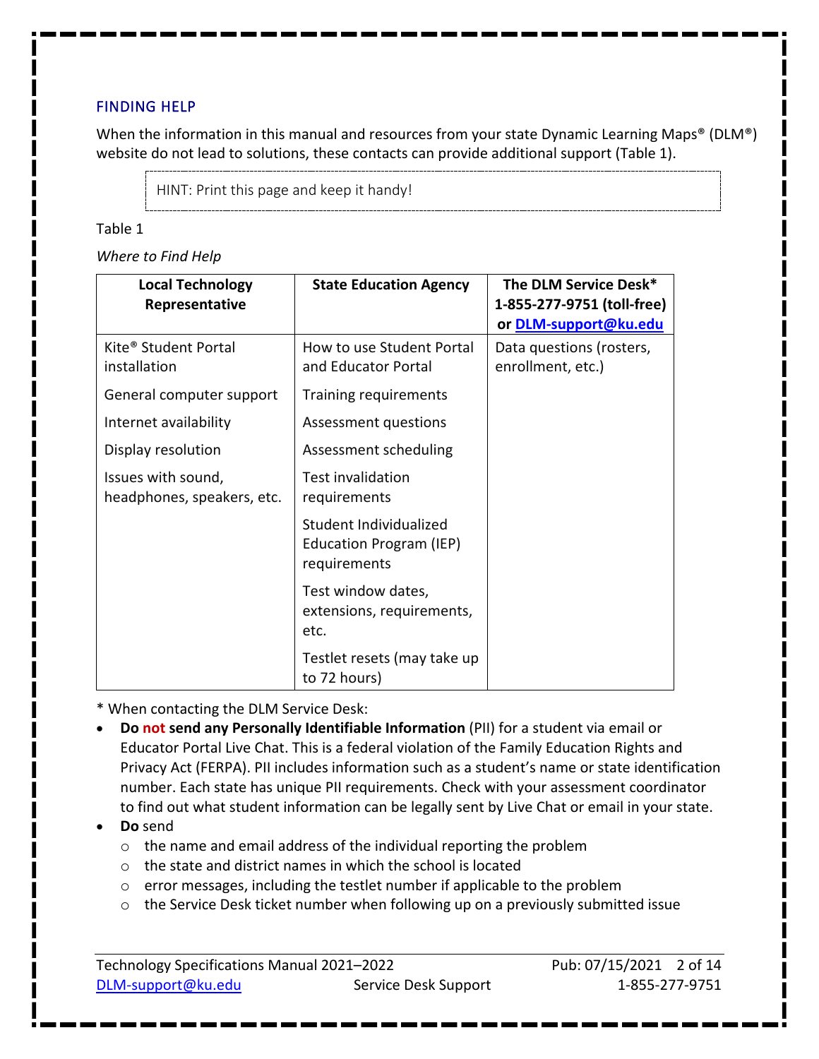## FINDING HELP

When the information in this manual and resources from your state Dynamic Learning Maps® (DLM®) website do not lead to solutions, these contacts can provide additional support (Table 1).

> HINT: Print this page and keep it handy!

Table 1

*Where to Find Help*

| Local Technology Representative | State Education Agency | The DLM Service Desk* 1-855-277-9751 (toll-free) or DLM-support@ku.edu |
|---|---|---|
| Kite® Student Portal installation | How to use Student Portal and Educator Portal | Data questions (rosters, enrollment, etc.) |
| General computer support | Training requirements | |
| Internet availability | Assessment questions | |
| Display resolution | Assessment scheduling | |
| Issues with sound, headphones, speakers, etc. | Test invalidation requirements | |
| | Student Individualized Education Program (IEP) requirements | |
| | Test window dates, extensions, requirements, etc. | |
| | Testlet resets (may take up to 72 hours) | |

* When contacting the DLM Service Desk:

- **Do not send any Personally Identifiable Information** (PII) for a student via email or Educator Portal Live Chat. This is a federal violation of the Family Education Rights and Privacy Act (FERPA). PII includes information such as a student's name or state identification number. Each state has unique PII requirements. Check with your assessment coordinator to find out what student information can be legally sent by Live Chat or email in your state.
- **Do** send
  - the name and email address of the individual reporting the problem
  - the state and district names in which the school is located
  - error messages, including the testlet number if applicable to the problem
  - the Service Desk ticket number when following up on a previously submitted issue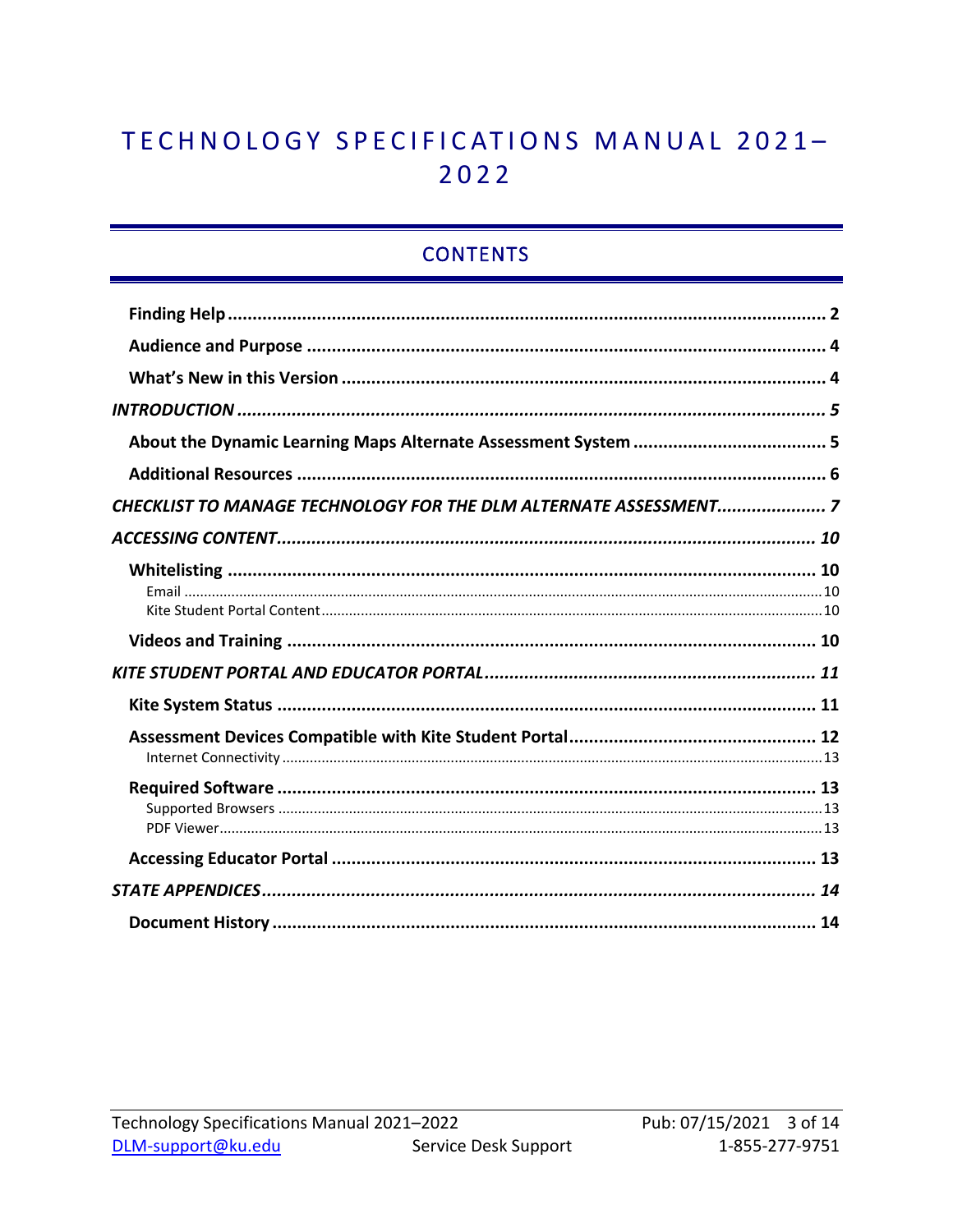# TECHNOLOGY SPECIFICATIONS MANUAL 2021–2022

## CONTENTS

- **Finding Help** ........ 2
- **Audience and Purpose** ........ 4
- **What's New in this Version** ........ 4

***INTRODUCTION*** ........ *5*

- **About the Dynamic Learning Maps Alternate Assessment System** ........ 5
- **Additional Resources** ........ 6

***CHECKLIST TO MANAGE TECHNOLOGY FOR THE DLM ALTERNATE ASSESSMENT*** ........ *7*

***ACCESSING CONTENT*** ........ *10*

- **Whitelisting** ........ 10
  - Email ........ 10
  - Kite Student Portal Content ........ 10
- **Videos and Training** ........ 10

***KITE STUDENT PORTAL AND EDUCATOR PORTAL*** ........ *11*

- **Kite System Status** ........ 11
- **Assessment Devices Compatible with Kite Student Portal** ........ 12
  - Internet Connectivity ........ 13
- **Required Software** ........ 13
  - Supported Browsers ........ 13
  - PDF Viewer ........ 13
- **Accessing Educator Portal** ........ 13

***STATE APPENDICES*** ........ *14*

- **Document History** ........ 14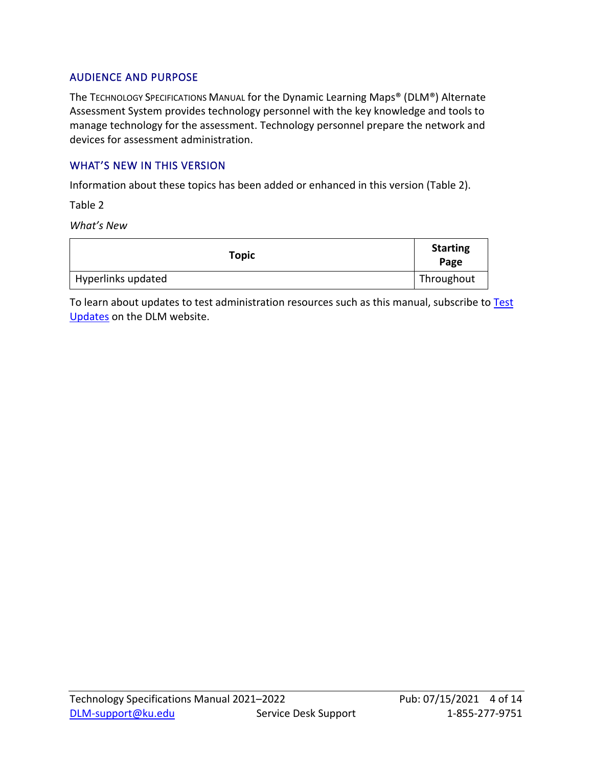## AUDIENCE AND PURPOSE

The TECHNOLOGY SPECIFICATIONS MANUAL for the Dynamic Learning Maps® (DLM®) Alternate Assessment System provides technology personnel with the key knowledge and tools to manage technology for the assessment. Technology personnel prepare the network and devices for assessment administration.

## WHAT'S NEW IN THIS VERSION

Information about these topics has been added or enhanced in this version (Table 2).

Table 2

*What's New*

| Topic | Starting Page |
|---|---|
| Hyperlinks updated | Throughout |

To learn about updates to test administration resources such as this manual, subscribe to [Test Updates](Test Updates) on the DLM website.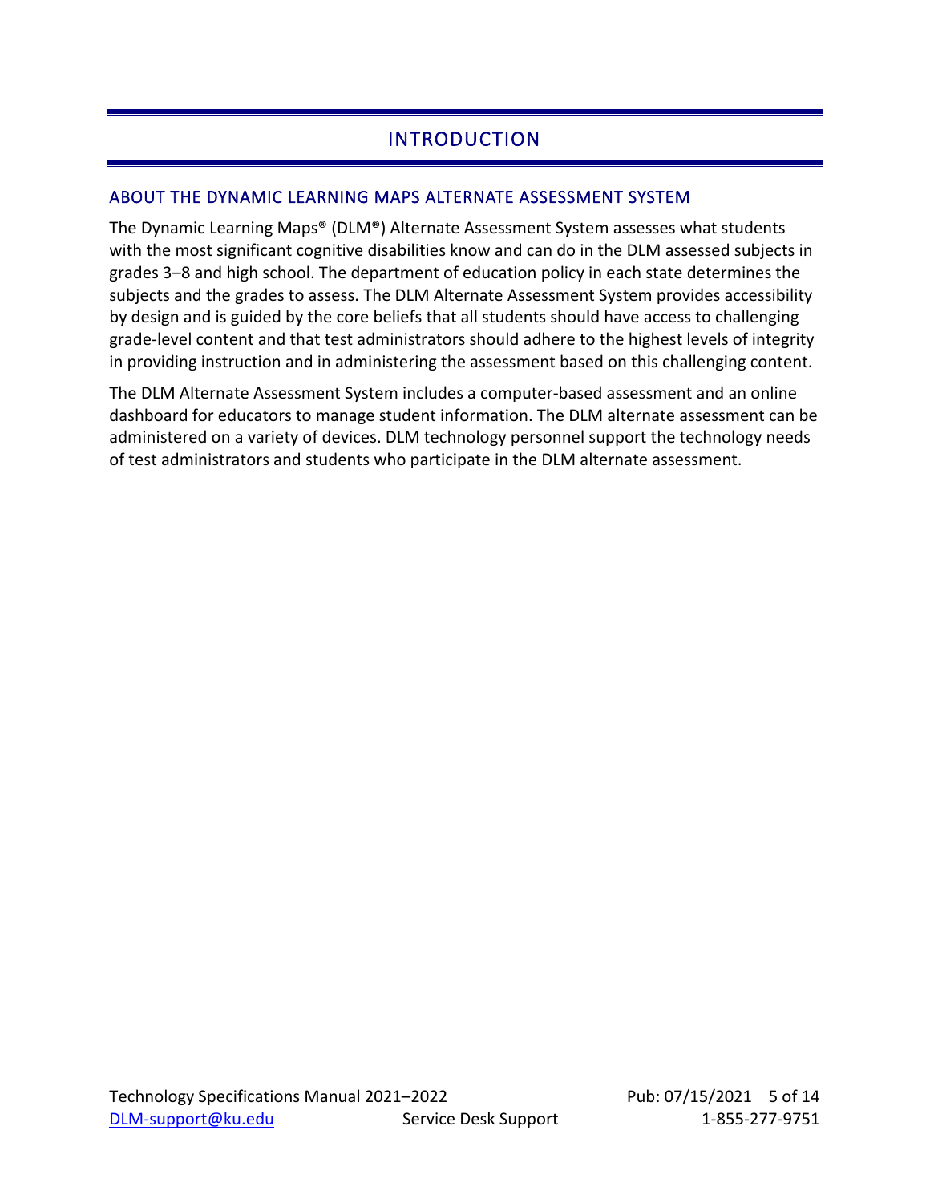# INTRODUCTION

## ABOUT THE DYNAMIC LEARNING MAPS ALTERNATE ASSESSMENT SYSTEM

The Dynamic Learning Maps® (DLM®) Alternate Assessment System assesses what students with the most significant cognitive disabilities know and can do in the DLM assessed subjects in grades 3–8 and high school. The department of education policy in each state determines the subjects and the grades to assess. The DLM Alternate Assessment System provides accessibility by design and is guided by the core beliefs that all students should have access to challenging grade-level content and that test administrators should adhere to the highest levels of integrity in providing instruction and in administering the assessment based on this challenging content.

The DLM Alternate Assessment System includes a computer-based assessment and an online dashboard for educators to manage student information. The DLM alternate assessment can be administered on a variety of devices. DLM technology personnel support the technology needs of test administrators and students who participate in the DLM alternate assessment.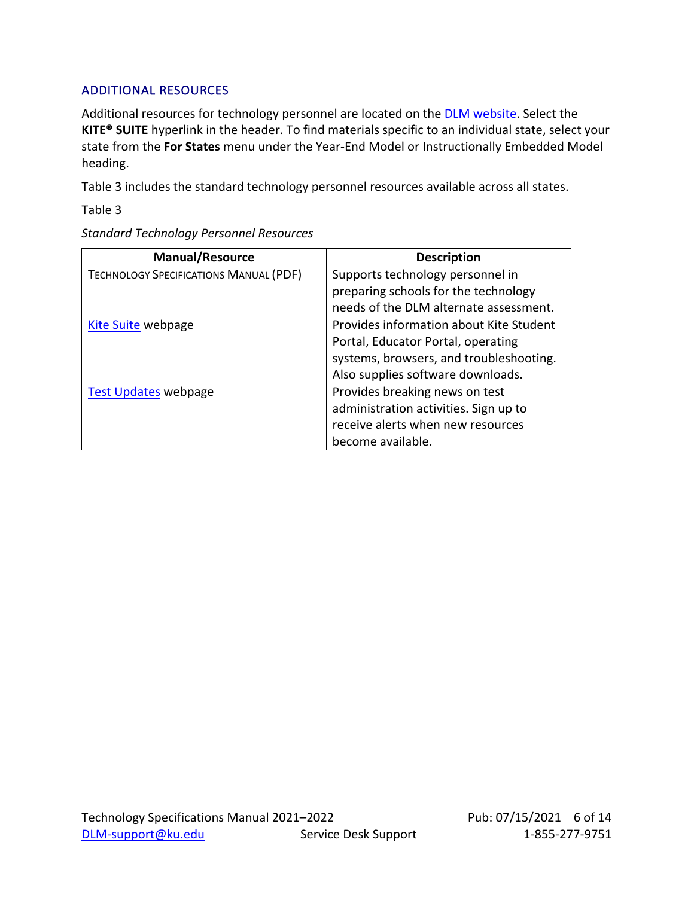## ADDITIONAL RESOURCES

Additional resources for technology personnel are located on the DLM website. Select the **KITE® SUITE** hyperlink in the header. To find materials specific to an individual state, select your state from the **For States** menu under the Year-End Model or Instructionally Embedded Model heading.

Table 3 includes the standard technology personnel resources available across all states.

Table 3

*Standard Technology Personnel Resources*

| Manual/Resource | Description |
| --- | --- |
| TECHNOLOGY SPECIFICATIONS MANUAL (PDF) | Supports technology personnel in preparing schools for the technology needs of the DLM alternate assessment. |
| Kite Suite webpage | Provides information about Kite Student Portal, Educator Portal, operating systems, browsers, and troubleshooting. Also supplies software downloads. |
| Test Updates webpage | Provides breaking news on test administration activities. Sign up to receive alerts when new resources become available. |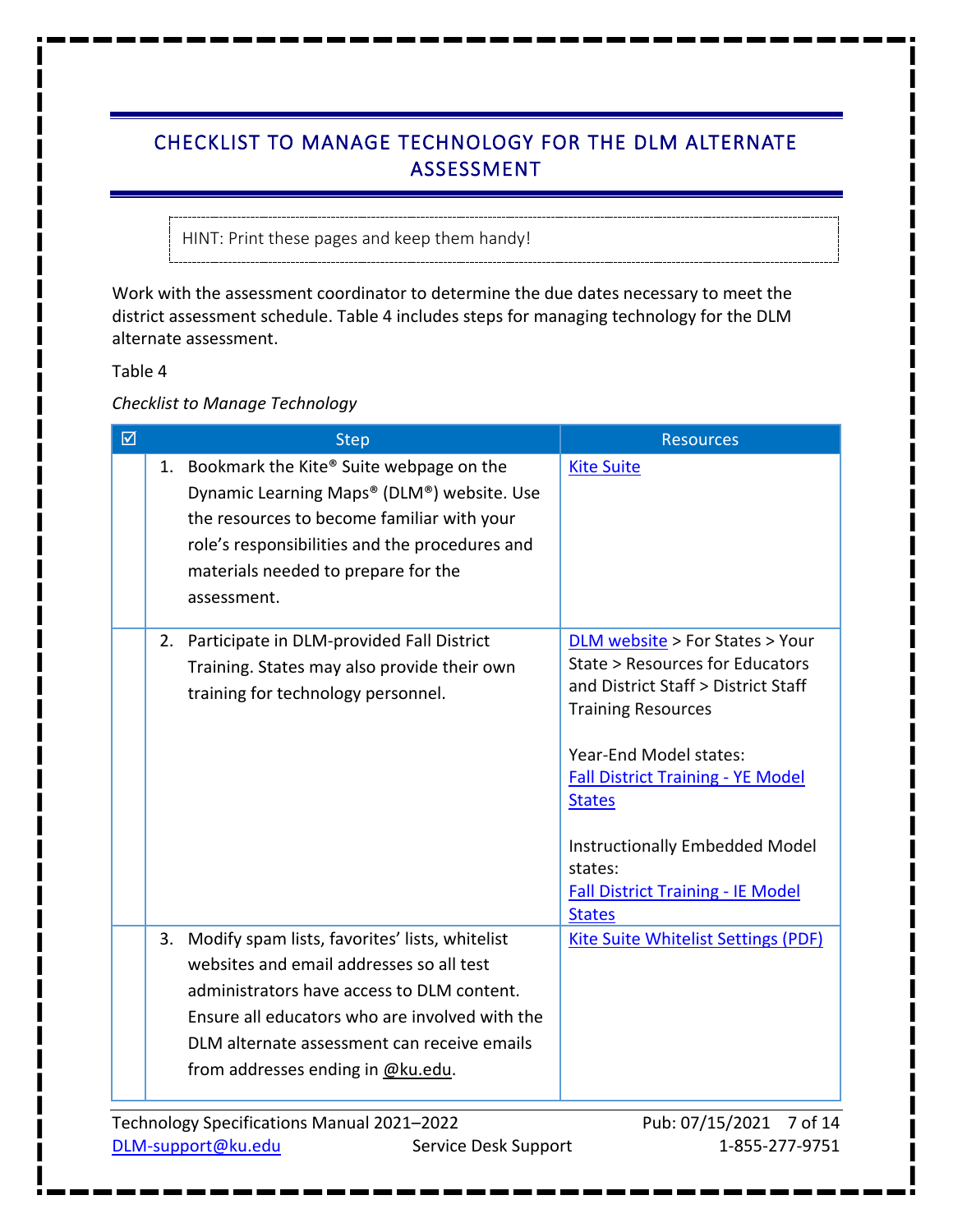## CHECKLIST TO MANAGE TECHNOLOGY FOR THE DLM ALTERNATE ASSESSMENT

HINT: Print these pages and keep them handy!

Work with the assessment coordinator to determine the due dates necessary to meet the district assessment schedule. Table 4 includes steps for managing technology for the DLM alternate assessment.

Table 4

*Checklist to Manage Technology*

| ☑ | Step | Resources |
|---|---|---|
| | 1. Bookmark the Kite® Suite webpage on the Dynamic Learning Maps® (DLM®) website. Use the resources to become familiar with your role's responsibilities and the procedures and materials needed to prepare for the assessment. | Kite Suite |
| | 2. Participate in DLM-provided Fall District Training. States may also provide their own training for technology personnel. | DLM website > For States > Your State > Resources for Educators and District Staff > District Staff Training Resources<br><br>Year-End Model states: Fall District Training - YE Model States<br><br>Instructionally Embedded Model states: Fall District Training - IE Model States |
| | 3. Modify spam lists, favorites' lists, whitelist websites and email addresses so all test administrators have access to DLM content. Ensure all educators who are involved with the DLM alternate assessment can receive emails from addresses ending in @ku.edu. | Kite Suite Whitelist Settings (PDF) |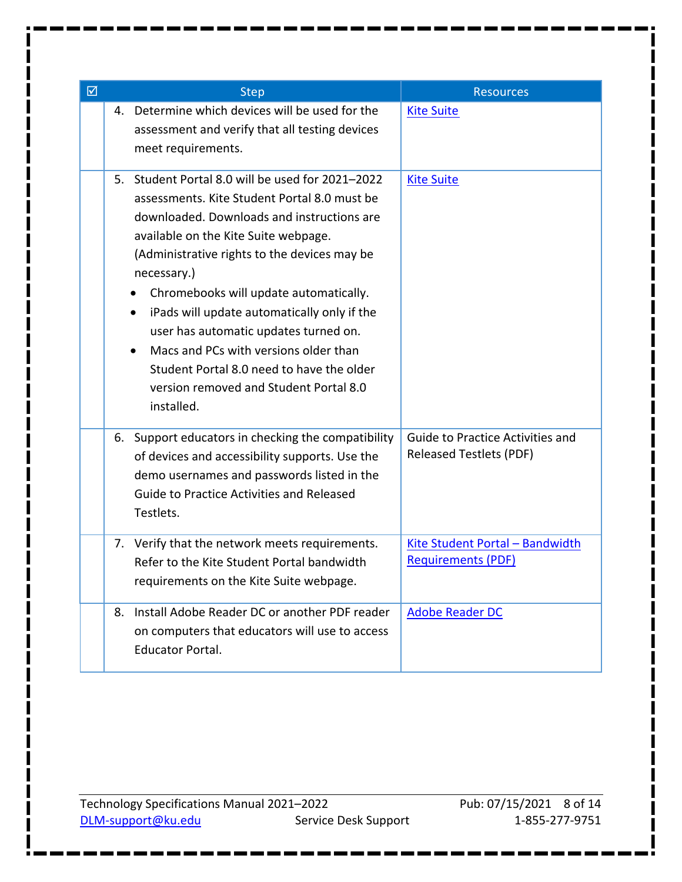| ☑ | Step | Resources |
|---|---|---|
| | 4. Determine which devices will be used for the assessment and verify that all testing devices meet requirements. | Kite Suite |
| | 5. Student Portal 8.0 will be used for 2021–2022 assessments. Kite Student Portal 8.0 must be downloaded. Downloads and instructions are available on the Kite Suite webpage. (Administrative rights to the devices may be necessary.)<br>• Chromebooks will update automatically.<br>• iPads will update automatically only if the user has automatic updates turned on.<br>• Macs and PCs with versions older than Student Portal 8.0 need to have the older version removed and Student Portal 8.0 installed. | Kite Suite |
| | 6. Support educators in checking the compatibility of devices and accessibility supports. Use the demo usernames and passwords listed in the Guide to Practice Activities and Released Testlets. | Guide to Practice Activities and Released Testlets (PDF) |
| | 7. Verify that the network meets requirements. Refer to the Kite Student Portal bandwidth requirements on the Kite Suite webpage. | Kite Student Portal – Bandwidth Requirements (PDF) |
| | 8. Install Adobe Reader DC or another PDF reader on computers that educators will use to access Educator Portal. | Adobe Reader DC |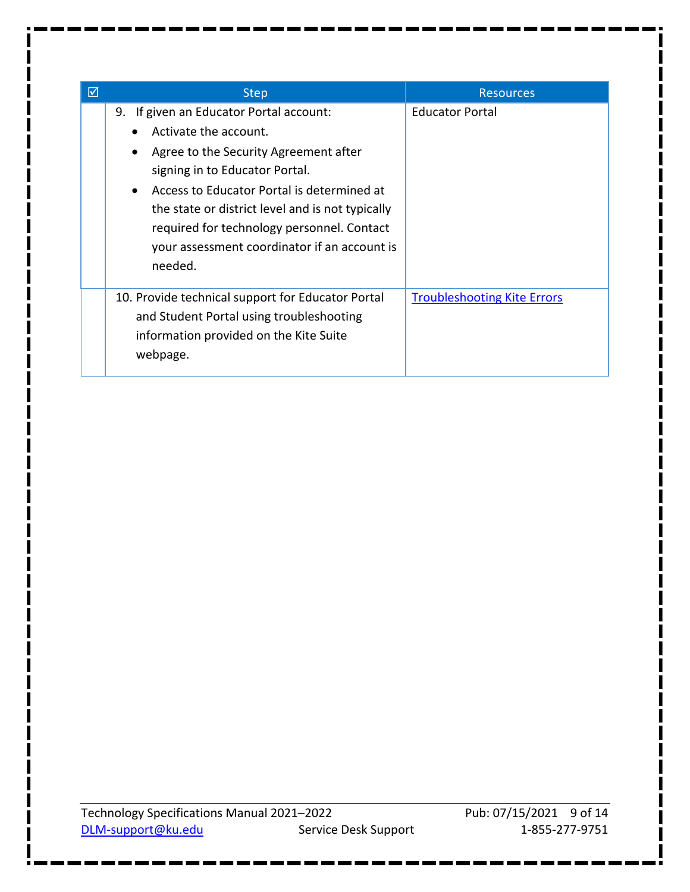| ☑ | Step | Resources |
|---|---|---|
| | 9. If given an Educator Portal account:<br>• Activate the account.<br>• Agree to the Security Agreement after signing in to Educator Portal.<br>• Access to Educator Portal is determined at the state or district level and is not typically required for technology personnel. Contact your assessment coordinator if an account is needed. | Educator Portal |
| | 10. Provide technical support for Educator Portal and Student Portal using troubleshooting information provided on the Kite Suite webpage. | Troubleshooting Kite Errors |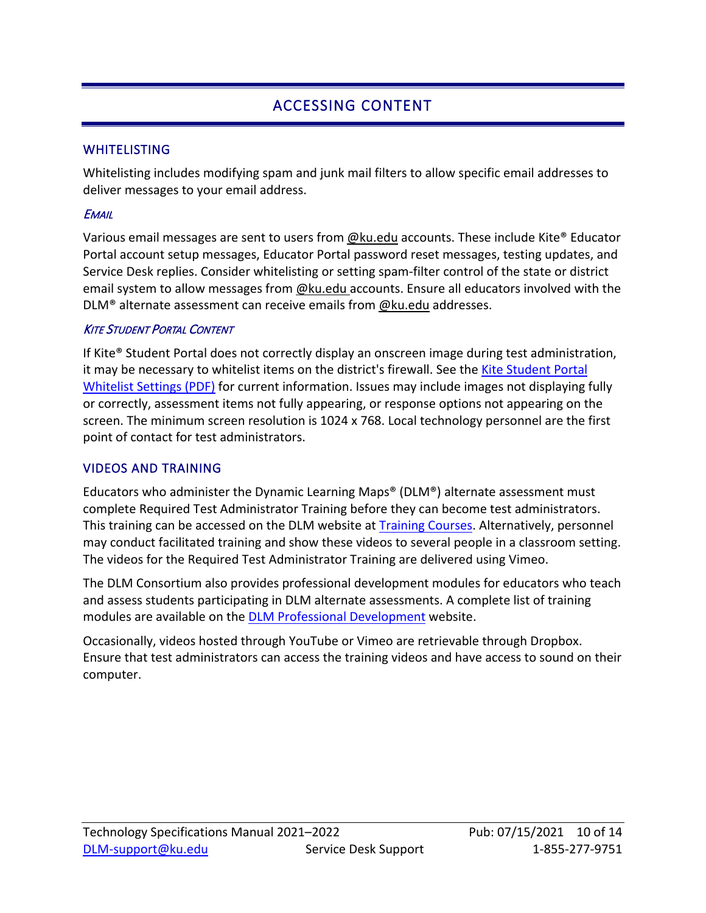# ACCESSING CONTENT

## WHITELISTING

Whitelisting includes modifying spam and junk mail filters to allow specific email addresses to deliver messages to your email address.

### *Email*

Various email messages are sent to users from @ku.edu accounts. These include Kite® Educator Portal account setup messages, Educator Portal password reset messages, testing updates, and Service Desk replies. Consider whitelisting or setting spam-filter control of the state or district email system to allow messages from @ku.edu accounts. Ensure all educators involved with the DLM® alternate assessment can receive emails from @ku.edu addresses.

### *Kite Student Portal Content*

If Kite® Student Portal does not correctly display an onscreen image during test administration, it may be necessary to whitelist items on the district's firewall. See the Kite Student Portal Whitelist Settings (PDF) for current information. Issues may include images not displaying fully or correctly, assessment items not fully appearing, or response options not appearing on the screen. The minimum screen resolution is 1024 x 768. Local technology personnel are the first point of contact for test administrators.

## VIDEOS AND TRAINING

Educators who administer the Dynamic Learning Maps® (DLM®) alternate assessment must complete Required Test Administrator Training before they can become test administrators. This training can be accessed on the DLM website at Training Courses. Alternatively, personnel may conduct facilitated training and show these videos to several people in a classroom setting. The videos for the Required Test Administrator Training are delivered using Vimeo.

The DLM Consortium also provides professional development modules for educators who teach and assess students participating in DLM alternate assessments. A complete list of training modules are available on the DLM Professional Development website.

Occasionally, videos hosted through YouTube or Vimeo are retrievable through Dropbox. Ensure that test administrators can access the training videos and have access to sound on their computer.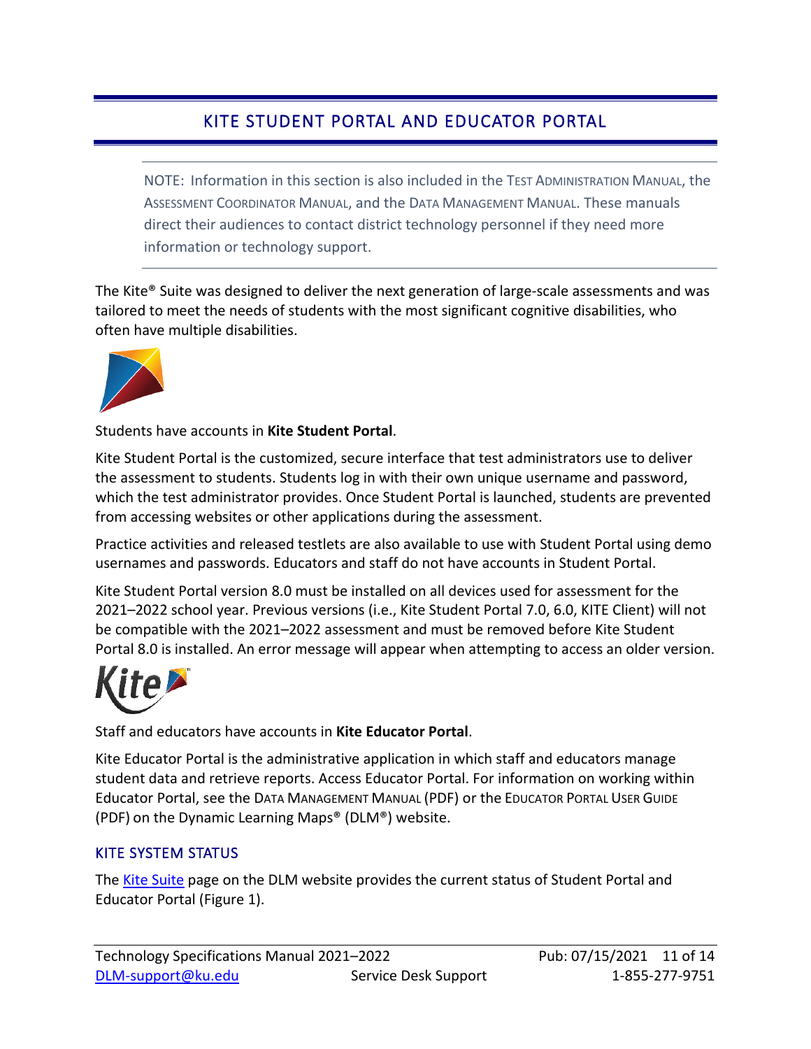# KITE STUDENT PORTAL AND EDUCATOR PORTAL

> NOTE: Information in this section is also included in the TEST ADMINISTRATION MANUAL, the ASSESSMENT COORDINATOR MANUAL, and the DATA MANAGEMENT MANUAL. These manuals direct their audiences to contact district technology personnel if they need more information or technology support.

The Kite® Suite was designed to deliver the next generation of large-scale assessments and was tailored to meet the needs of students with the most significant cognitive disabilities, who often have multiple disabilities.

Students have accounts in **Kite Student Portal**.

Kite Student Portal is the customized, secure interface that test administrators use to deliver the assessment to students. Students log in with their own unique username and password, which the test administrator provides. Once Student Portal is launched, students are prevented from accessing websites or other applications during the assessment.

Practice activities and released testlets are also available to use with Student Portal using demo usernames and passwords. Educators and staff do not have accounts in Student Portal.

Kite Student Portal version 8.0 must be installed on all devices used for assessment for the 2021–2022 school year. Previous versions (i.e., Kite Student Portal 7.0, 6.0, KITE Client) will not be compatible with the 2021–2022 assessment and must be removed before Kite Student Portal 8.0 is installed. An error message will appear when attempting to access an older version.

Staff and educators have accounts in **Kite Educator Portal**.

Kite Educator Portal is the administrative application in which staff and educators manage student data and retrieve reports. Access Educator Portal. For information on working within Educator Portal, see the DATA MANAGEMENT MANUAL (PDF) or the EDUCATOR PORTAL USER GUIDE (PDF) on the Dynamic Learning Maps® (DLM®) website.

## KITE SYSTEM STATUS

The Kite Suite page on the DLM website provides the current status of Student Portal and Educator Portal (Figure 1).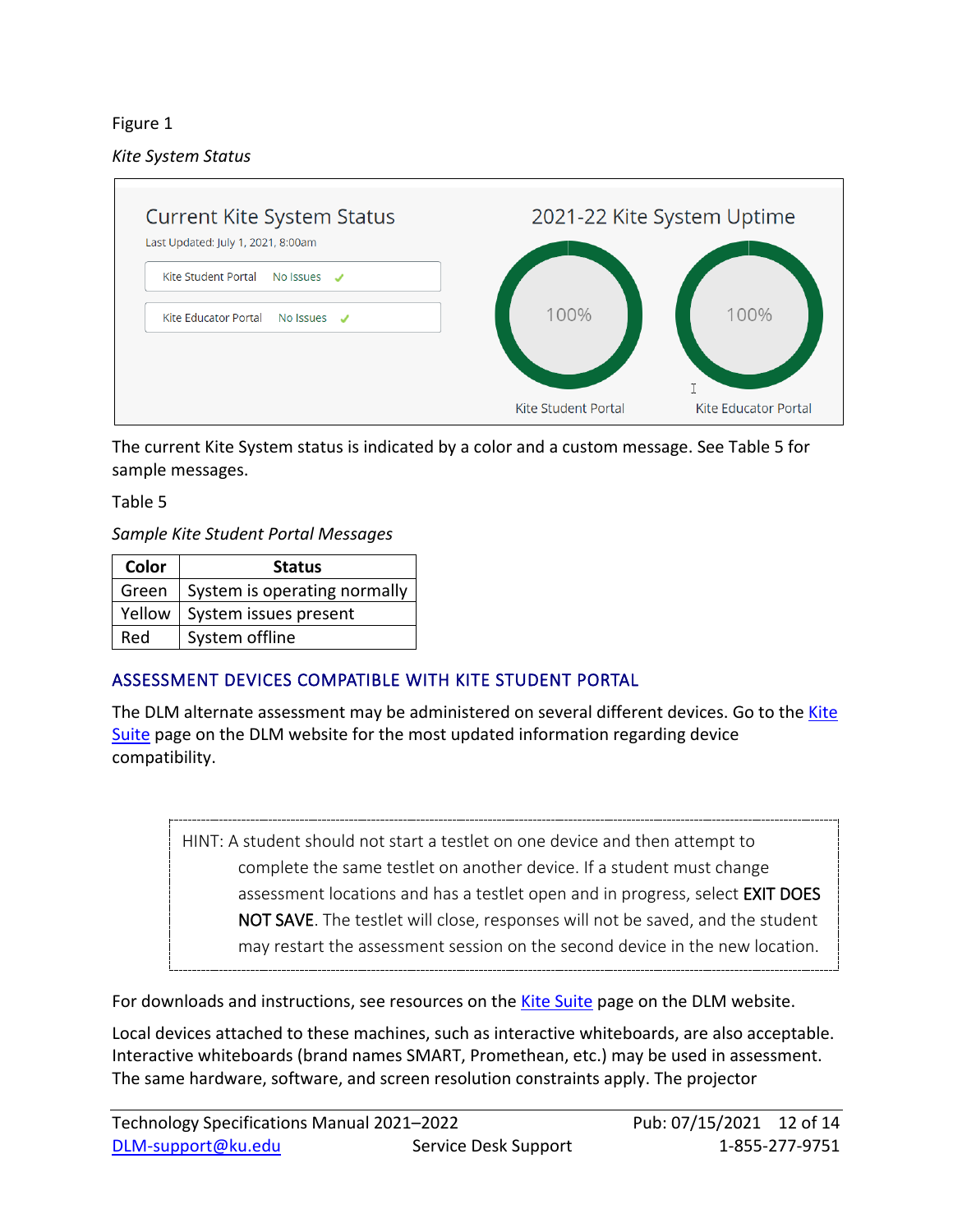Figure 1

*Kite System Status*

Current Kite System Status

Last Updated: July 1, 2021, 8:00am

Kite Student Portal No Issues ✓

Kite Educator Portal No Issues ✓

2021-22 Kite System Uptime

100% Kite Student Portal

100% Kite Educator Portal

The current Kite System status is indicated by a color and a custom message. See Table 5 for sample messages.

Table 5

*Sample Kite Student Portal Messages*

| Color | Status |
|---|---|
| Green | System is operating normally |
| Yellow | System issues present |
| Red | System offline |

## ASSESSMENT DEVICES COMPATIBLE WITH KITE STUDENT PORTAL

The DLM alternate assessment may be administered on several different devices. Go to the Kite Suite page on the DLM website for the most updated information regarding device compatibility.

> HINT: A student should not start a testlet on one device and then attempt to complete the same testlet on another device. If a student must change assessment locations and has a testlet open and in progress, select EXIT DOES NOT SAVE. The testlet will close, responses will not be saved, and the student may restart the assessment session on the second device in the new location.

For downloads and instructions, see resources on the Kite Suite page on the DLM website.

Local devices attached to these machines, such as interactive whiteboards, are also acceptable. Interactive whiteboards (brand names SMART, Promethean, etc.) may be used in assessment. The same hardware, software, and screen resolution constraints apply. The projector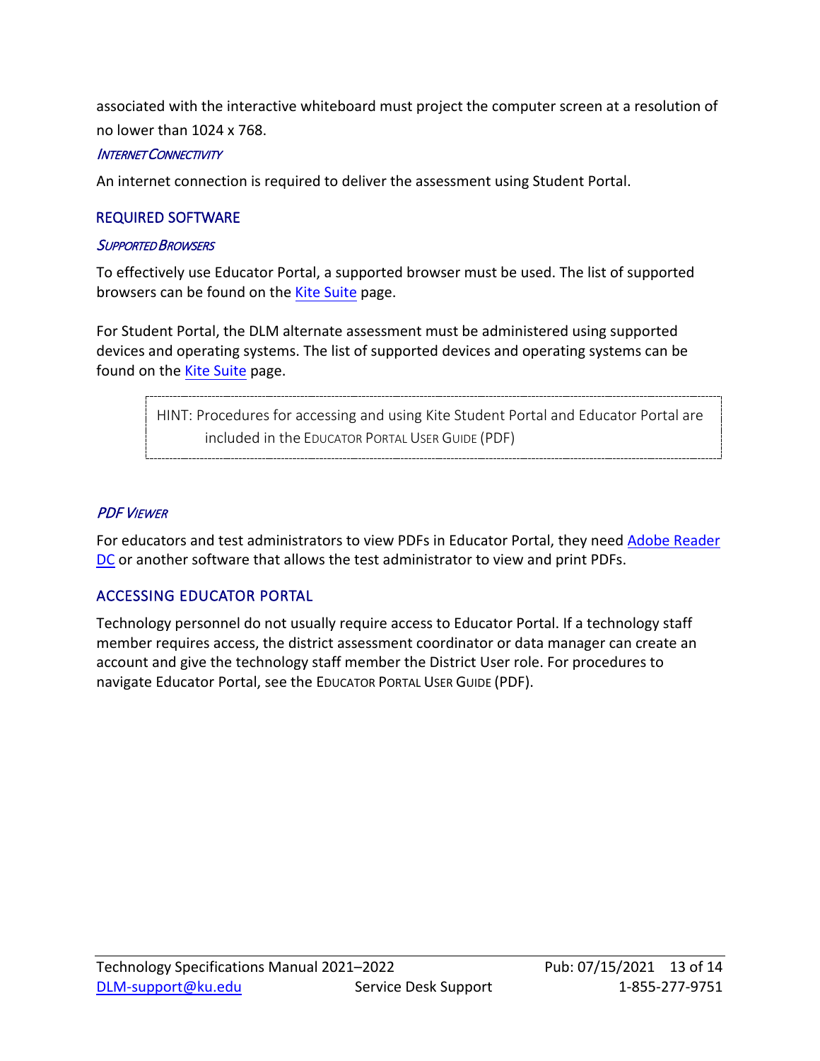associated with the interactive whiteboard must project the computer screen at a resolution of no lower than 1024 x 768.

#### *Internet Connectivity*

An internet connection is required to deliver the assessment using Student Portal.

### REQUIRED SOFTWARE

#### *Supported Browsers*

To effectively use Educator Portal, a supported browser must be used. The list of supported browsers can be found on the Kite Suite page.

For Student Portal, the DLM alternate assessment must be administered using supported devices and operating systems. The list of supported devices and operating systems can be found on the Kite Suite page.

> HINT: Procedures for accessing and using Kite Student Portal and Educator Portal are included in the EDUCATOR PORTAL USER GUIDE (PDF)

#### *PDF Viewer*

For educators and test administrators to view PDFs in Educator Portal, they need Adobe Reader DC or another software that allows the test administrator to view and print PDFs.

### ACCESSING EDUCATOR PORTAL

Technology personnel do not usually require access to Educator Portal. If a technology staff member requires access, the district assessment coordinator or data manager can create an account and give the technology staff member the District User role. For procedures to navigate Educator Portal, see the EDUCATOR PORTAL USER GUIDE (PDF).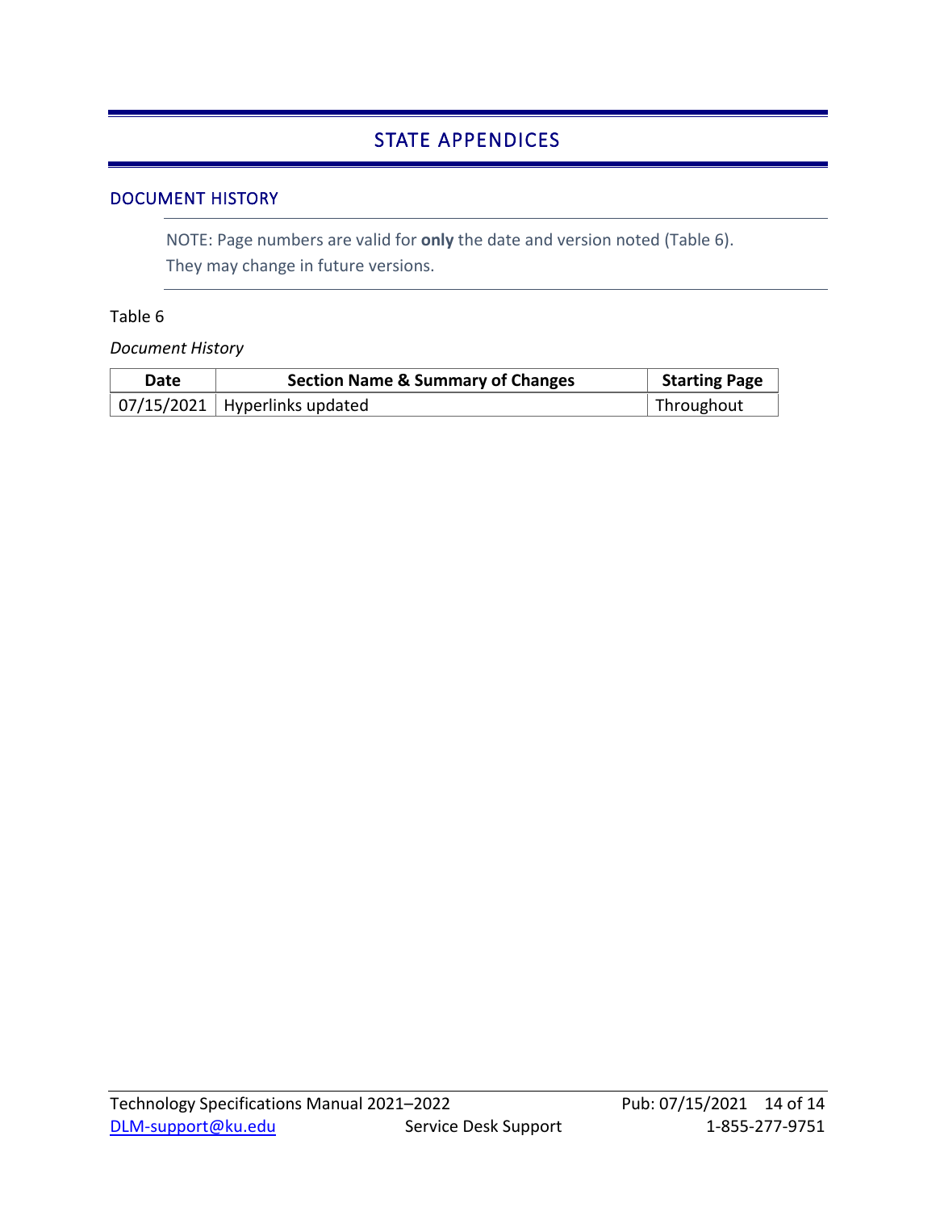# STATE APPENDICES

## DOCUMENT HISTORY

> NOTE: Page numbers are valid for **only** the date and version noted (Table 6). They may change in future versions.

Table 6

*Document History*

| Date | Section Name & Summary of Changes | Starting Page |
|---|---|---|
| 07/15/2021 | Hyperlinks updated | Throughout |